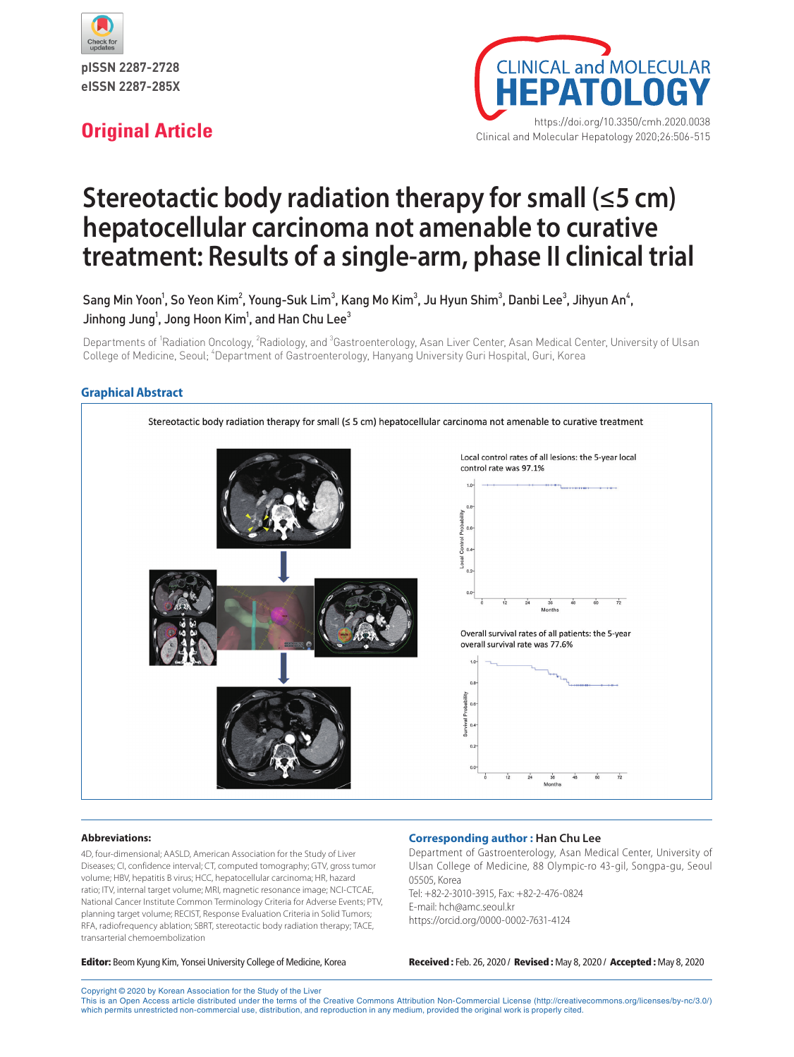pISSN 2287-2728
eISSN 2287-285X

**Original Article**

https://doi.org/10.3350/cmh.2020.0038

# Stereotactic body radiation therapy for small (≤5 cm) hepatocellular carcinoma not amenable to curative treatment: Results of a single-arm, phase II clinical trial

Sang Min Yoon[1], So Yeon Kim[2], Young-Suk Lim[3], Kang Mo Kim[3], Ju Hyun Shim[3], Danbi Lee[3], Jihyun An[4], Jinhong Jung[1], Jong Hoon Kim[1], and Han Chu Lee[3]

Departments of [1]Radiation Oncology, [2]Radiology, and [3]Gastroenterology, Asan Liver Center, Asan Medical Center, University of Ulsan College of Medicine, Seoul; [4]Department of Gastroenterology, Hanyang University Guri Hospital, Guri, Korea

## Graphical Abstract

Stereotactic body radiation therapy for small (≤ 5 cm) hepatocellular carcinoma not amenable to curative treatment

Local control rates of all lesions: the 5-year local control rate was 97.1%

Overall survival rates of all patients: the 5-year overall survival rate was 77.6%

**Abbreviations:**

4D, four-dimensional; AASLD, American Association for the Study of Liver Diseases; CI, confidence interval; CT, computed tomography; GTV, gross tumor volume; HBV, hepatitis B virus; HCC, hepatocellular carcinoma; HR, hazard ratio; ITV, internal target volume; MRI, magnetic resonance image; NCI-CTCAE, National Cancer Institute Common Terminology Criteria for Adverse Events; PTV, planning target volume; RECIST, Response Evaluation Criteria in Solid Tumors; RFA, radiofrequency ablation; SBRT, stereotactic body radiation therapy; TACE, transarterial chemoembolization

**Corresponding author : Han Chu Lee**
Department of Gastroenterology, Asan Medical Center, University of Ulsan College of Medicine, 88 Olympic-ro 43-gil, Songpa-gu, Seoul 05505, Korea
Tel: +82-2-3010-3915, Fax: +82-2-476-0824
E-mail: hch@amc.seoul.kr
https://orcid.org/0000-0002-7631-4124

**Editor:** Beom Kyung Kim, Yonsei University College of Medicine, Korea

**Received :** Feb. 26, 2020 / **Revised :** May 8, 2020 / **Accepted :** May 8, 2020

Copyright © 2020 by Korean Association for the Study of the Liver
This is an Open Access article distributed under the terms of the Creative Commons Attribution Non-Commercial License (http://creativecommons.org/licenses/by-nc/3.0/) which permits unrestricted non-commercial use, distribution, and reproduction in any medium, provided the original work is properly cited.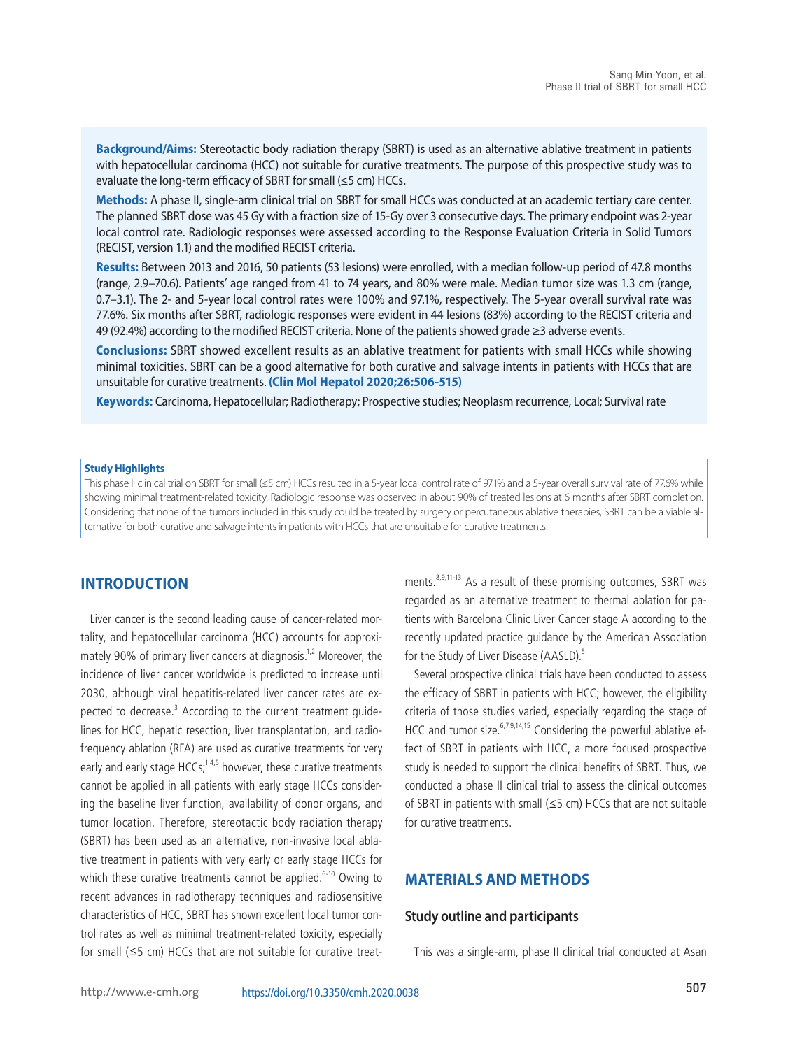**Background/Aims:** Stereotactic body radiation therapy (SBRT) is used as an alternative ablative treatment in patients with hepatocellular carcinoma (HCC) not suitable for curative treatments. The purpose of this prospective study was to evaluate the long-term efficacy of SBRT for small (≤5 cm) HCCs.

**Methods:** A phase II, single-arm clinical trial on SBRT for small HCCs was conducted at an academic tertiary care center. The planned SBRT dose was 45 Gy with a fraction size of 15-Gy over 3 consecutive days. The primary endpoint was 2-year local control rate. Radiologic responses were assessed according to the Response Evaluation Criteria in Solid Tumors (RECIST, version 1.1) and the modified RECIST criteria.

**Results:** Between 2013 and 2016, 50 patients (53 lesions) were enrolled, with a median follow-up period of 47.8 months (range, 2.9–70.6). Patients' age ranged from 41 to 74 years, and 80% were male. Median tumor size was 1.3 cm (range, 0.7–3.1). The 2- and 5-year local control rates were 100% and 97.1%, respectively. The 5-year overall survival rate was 77.6%. Six months after SBRT, radiologic responses were evident in 44 lesions (83%) according to the RECIST criteria and 49 (92.4%) according to the modified RECIST criteria. None of the patients showed grade ≥3 adverse events.

**Conclusions:** SBRT showed excellent results as an ablative treatment for patients with small HCCs while showing minimal toxicities. SBRT can be a good alternative for both curative and salvage intents in patients with HCCs that are unsuitable for curative treatments. **(Clin Mol Hepatol 2020;26:506-515)**

**Keywords:** Carcinoma, Hepatocellular; Radiotherapy; Prospective studies; Neoplasm recurrence, Local; Survival rate

**Study Highlights**

This phase II clinical trial on SBRT for small (≤5 cm) HCCs resulted in a 5-year local control rate of 97.1% and a 5-year overall survival rate of 77.6% while showing minimal treatment-related toxicity. Radiologic response was observed in about 90% of treated lesions at 6 months after SBRT completion. Considering that none of the tumors included in this study could be treated by surgery or percutaneous ablative therapies, SBRT can be a viable alternative for both curative and salvage intents in patients with HCCs that are unsuitable for curative treatments.

## INTRODUCTION

Liver cancer is the second leading cause of cancer-related mortality, and hepatocellular carcinoma (HCC) accounts for approximately 90% of primary liver cancers at diagnosis.[1,2] Moreover, the incidence of liver cancer worldwide is predicted to increase until 2030, although viral hepatitis-related liver cancer rates are expected to decrease.[3] According to the current treatment guidelines for HCC, hepatic resection, liver transplantation, and radiofrequency ablation (RFA) are used as curative treatments for very early and early stage HCCs;[1,4,5] however, these curative treatments cannot be applied in all patients with early stage HCCs considering the baseline liver function, availability of donor organs, and tumor location. Therefore, stereotactic body radiation therapy (SBRT) has been used as an alternative, non-invasive local ablative treatment in patients with very early or early stage HCCs for which these curative treatments cannot be applied.[6-10] Owing to recent advances in radiotherapy techniques and radiosensitive characteristics of HCC, SBRT has shown excellent local tumor control rates as well as minimal treatment-related toxicity, especially for small (≤5 cm) HCCs that are not suitable for curative treatments.[8,9,11-13] As a result of these promising outcomes, SBRT was regarded as an alternative treatment to thermal ablation for patients with Barcelona Clinic Liver Cancer stage A according to the recently updated practice guidance by the American Association for the Study of Liver Disease (AASLD).[5]

Several prospective clinical trials have been conducted to assess the efficacy of SBRT in patients with HCC; however, the eligibility criteria of those studies varied, especially regarding the stage of HCC and tumor size.[6,7,9,14,15] Considering the powerful ablative effect of SBRT in patients with HCC, a more focused prospective study is needed to support the clinical benefits of SBRT. Thus, we conducted a phase II clinical trial to assess the clinical outcomes of SBRT in patients with small (≤5 cm) HCCs that are not suitable for curative treatments.

## MATERIALS AND METHODS

### Study outline and participants

This was a single-arm, phase II clinical trial conducted at Asan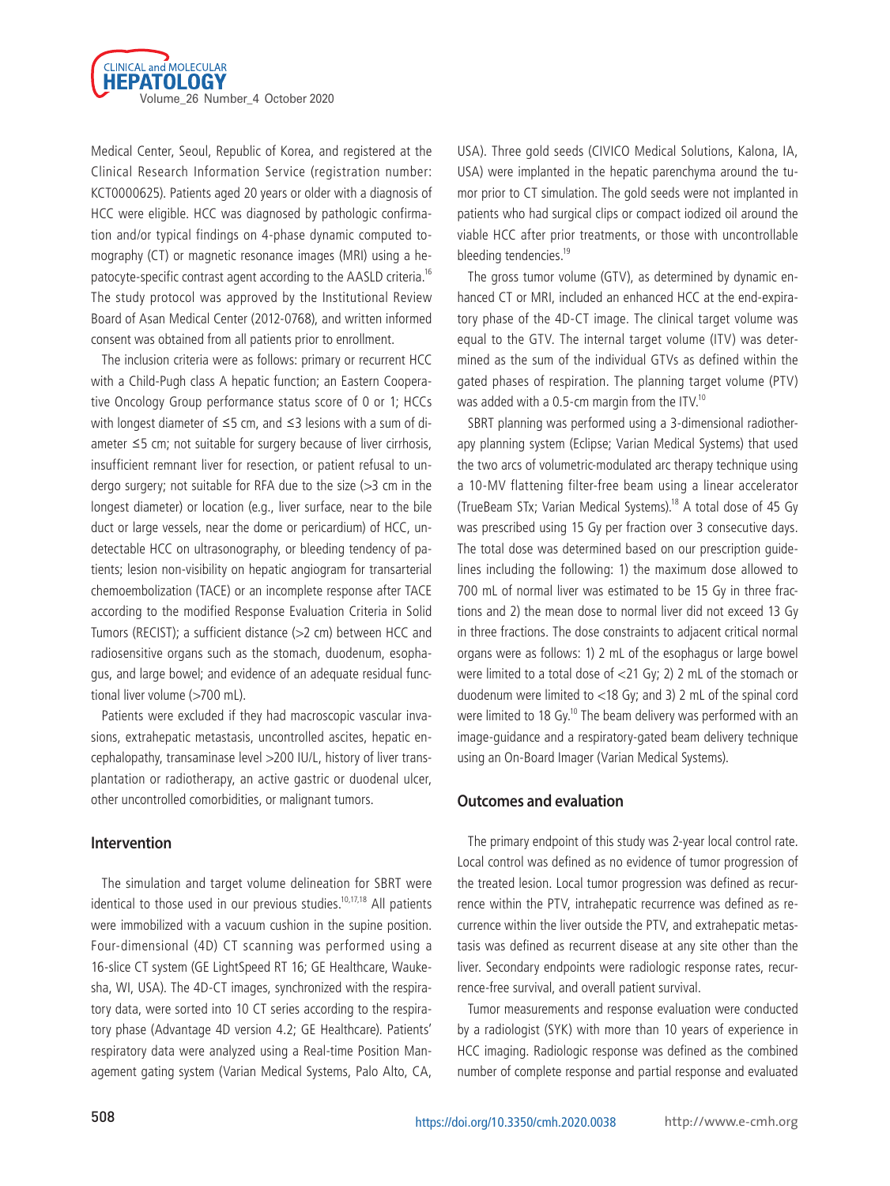Medical Center, Seoul, Republic of Korea, and registered at the Clinical Research Information Service (registration number: KCT0000625). Patients aged 20 years or older with a diagnosis of HCC were eligible. HCC was diagnosed by pathologic confirmation and/or typical findings on 4-phase dynamic computed tomography (CT) or magnetic resonance images (MRI) using a hepatocyte-specific contrast agent according to the AASLD criteria.[16] The study protocol was approved by the Institutional Review Board of Asan Medical Center (2012-0768), and written informed consent was obtained from all patients prior to enrollment.

The inclusion criteria were as follows: primary or recurrent HCC with a Child-Pugh class A hepatic function; an Eastern Cooperative Oncology Group performance status score of 0 or 1; HCCs with longest diameter of ≤5 cm, and ≤3 lesions with a sum of diameter ≤5 cm; not suitable for surgery because of liver cirrhosis, insufficient remnant liver for resection, or patient refusal to undergo surgery; not suitable for RFA due to the size (>3 cm in the longest diameter) or location (e.g., liver surface, near to the bile duct or large vessels, near the dome or pericardium) of HCC, undetectable HCC on ultrasonography, or bleeding tendency of patients; lesion non-visibility on hepatic angiogram for transarterial chemoembolization (TACE) or an incomplete response after TACE according to the modified Response Evaluation Criteria in Solid Tumors (RECIST); a sufficient distance (>2 cm) between HCC and radiosensitive organs such as the stomach, duodenum, esophagus, and large bowel; and evidence of an adequate residual functional liver volume (>700 mL).

Patients were excluded if they had macroscopic vascular invasions, extrahepatic metastasis, uncontrolled ascites, hepatic encephalopathy, transaminase level >200 IU/L, history of liver transplantation or radiotherapy, an active gastric or duodenal ulcer, other uncontrolled comorbidities, or malignant tumors.

### Intervention

The simulation and target volume delineation for SBRT were identical to those used in our previous studies.[10,17,18] All patients were immobilized with a vacuum cushion in the supine position. Four-dimensional (4D) CT scanning was performed using a 16-slice CT system (GE LightSpeed RT 16; GE Healthcare, Waukesha, WI, USA). The 4D-CT images, synchronized with the respiratory data, were sorted into 10 CT series according to the respiratory phase (Advantage 4D version 4.2; GE Healthcare). Patients' respiratory data were analyzed using a Real-time Position Management gating system (Varian Medical Systems, Palo Alto, CA, USA). Three gold seeds (CIVICO Medical Solutions, Kalona, IA, USA) were implanted in the hepatic parenchyma around the tumor prior to CT simulation. The gold seeds were not implanted in patients who had surgical clips or compact iodized oil around the viable HCC after prior treatments, or those with uncontrollable bleeding tendencies.[19]

The gross tumor volume (GTV), as determined by dynamic enhanced CT or MRI, included an enhanced HCC at the end-expiratory phase of the 4D-CT image. The clinical target volume was equal to the GTV. The internal target volume (ITV) was determined as the sum of the individual GTVs as defined within the gated phases of respiration. The planning target volume (PTV) was added with a 0.5-cm margin from the ITV.[10]

SBRT planning was performed using a 3-dimensional radiotherapy planning system (Eclipse; Varian Medical Systems) that used the two arcs of volumetric-modulated arc therapy technique using a 10-MV flattening filter-free beam using a linear accelerator (TrueBeam STx; Varian Medical Systems).[18] A total dose of 45 Gy was prescribed using 15 Gy per fraction over 3 consecutive days. The total dose was determined based on our prescription guidelines including the following: 1) the maximum dose allowed to 700 mL of normal liver was estimated to be 15 Gy in three fractions and 2) the mean dose to normal liver did not exceed 13 Gy in three fractions. The dose constraints to adjacent critical normal organs were as follows: 1) 2 mL of the esophagus or large bowel were limited to a total dose of <21 Gy; 2) 2 mL of the stomach or duodenum were limited to <18 Gy; and 3) 2 mL of the spinal cord were limited to 18 Gy.[10] The beam delivery was performed with an image-guidance and a respiratory-gated beam delivery technique using an On-Board Imager (Varian Medical Systems).

### Outcomes and evaluation

The primary endpoint of this study was 2-year local control rate. Local control was defined as no evidence of tumor progression of the treated lesion. Local tumor progression was defined as recurrence within the PTV, intrahepatic recurrence was defined as recurrence within the liver outside the PTV, and extrahepatic metastasis was defined as recurrent disease at any site other than the liver. Secondary endpoints were radiologic response rates, recurrence-free survival, and overall patient survival.

Tumor measurements and response evaluation were conducted by a radiologist (SYK) with more than 10 years of experience in HCC imaging. Radiologic response was defined as the combined number of complete response and partial response and evaluated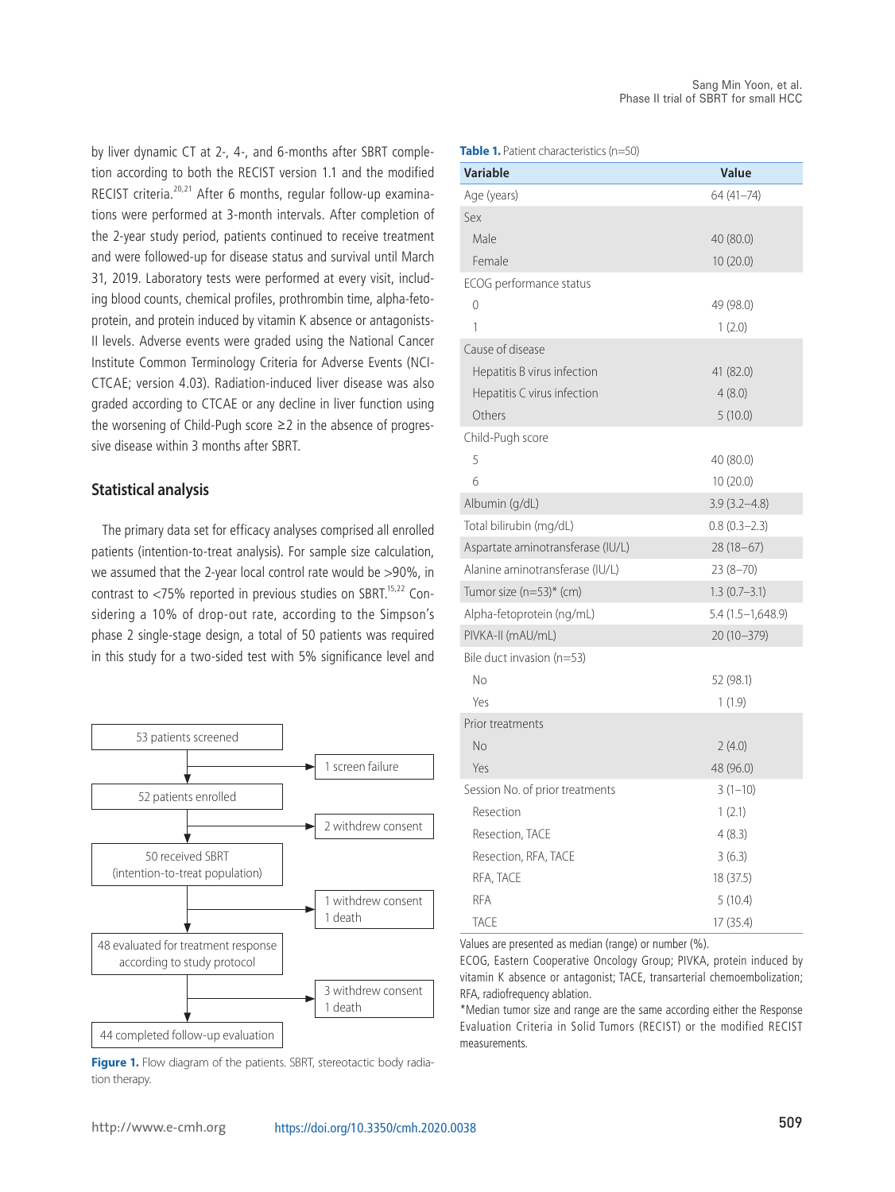by liver dynamic CT at 2-, 4-, and 6-months after SBRT completion according to both the RECIST version 1.1 and the modified RECIST criteria.[20,21] After 6 months, regular follow-up examinations were performed at 3-month intervals. After completion of the 2-year study period, patients continued to receive treatment and were followed-up for disease status and survival until March 31, 2019. Laboratory tests were performed at every visit, including blood counts, chemical profiles, prothrombin time, alpha-fetoprotein, and protein induced by vitamin K absence or antagonists-II levels. Adverse events were graded using the National Cancer Institute Common Terminology Criteria for Adverse Events (NCI-CTCAE; version 4.03). Radiation-induced liver disease was also graded according to CTCAE or any decline in liver function using the worsening of Child-Pugh score ≥2 in the absence of progressive disease within 3 months after SBRT.

## Statistical analysis

The primary data set for efficacy analyses comprised all enrolled patients (intention-to-treat analysis). For sample size calculation, we assumed that the 2-year local control rate would be >90%, in contrast to <75% reported in previous studies on SBRT.[15,22] Considering a 10% of drop-out rate, according to the Simpson's phase 2 single-stage design, a total of 50 patients was required in this study for a two-sided test with 5% significance level and

53 patients screened → 1 screen failure

52 patients enrolled → 2 withdrew consent

50 received SBRT (intention-to-treat population) → 1 withdrew consent, 1 death

48 evaluated for treatment response according to study protocol → 3 withdrew consent, 1 death

44 completed follow-up evaluation

**Figure 1.** Flow diagram of the patients. SBRT, stereotactic body radiation therapy.

**Table 1.** Patient characteristics (n=50)

| Variable | Value |
|---|---|
| Age (years) | 64 (41–74) |
| Sex | |
| Male | 40 (80.0) |
| Female | 10 (20.0) |
| ECOG performance status | |
| 0 | 49 (98.0) |
| 1 | 1 (2.0) |
| Cause of disease | |
| Hepatitis B virus infection | 41 (82.0) |
| Hepatitis C virus infection | 4 (8.0) |
| Others | 5 (10.0) |
| Child-Pugh score | |
| 5 | 40 (80.0) |
| 6 | 10 (20.0) |
| Albumin (g/dL) | 3.9 (3.2–4.8) |
| Total bilirubin (mg/dL) | 0.8 (0.3–2.3) |
| Aspartate aminotransferase (IU/L) | 28 (18–67) |
| Alanine aminotransferase (IU/L) | 23 (8–70) |
| Tumor size (n=53)* (cm) | 1.3 (0.7–3.1) |
| Alpha-fetoprotein (ng/mL) | 5.4 (1.5–1,648.9) |
| PIVKA-II (mAU/mL) | 20 (10–379) |
| Bile duct invasion (n=53) | |
| No | 52 (98.1) |
| Yes | 1 (1.9) |
| Prior treatments | |
| No | 2 (4.0) |
| Yes | 48 (96.0) |
| Session No. of prior treatments | 3 (1–10) |
| Resection | 1 (2.1) |
| Resection, TACE | 4 (8.3) |
| Resection, RFA, TACE | 3 (6.3) |
| RFA, TACE | 18 (37.5) |
| RFA | 5 (10.4) |
| TACE | 17 (35.4) |

Values are presented as median (range) or number (%).
ECOG, Eastern Cooperative Oncology Group; PIVKA, protein induced by vitamin K absence or antagonist; TACE, transarterial chemoembolization; RFA, radiofrequency ablation.
*Median tumor size and range are the same according either the Response Evaluation Criteria in Solid Tumors (RECIST) or the modified RECIST measurements.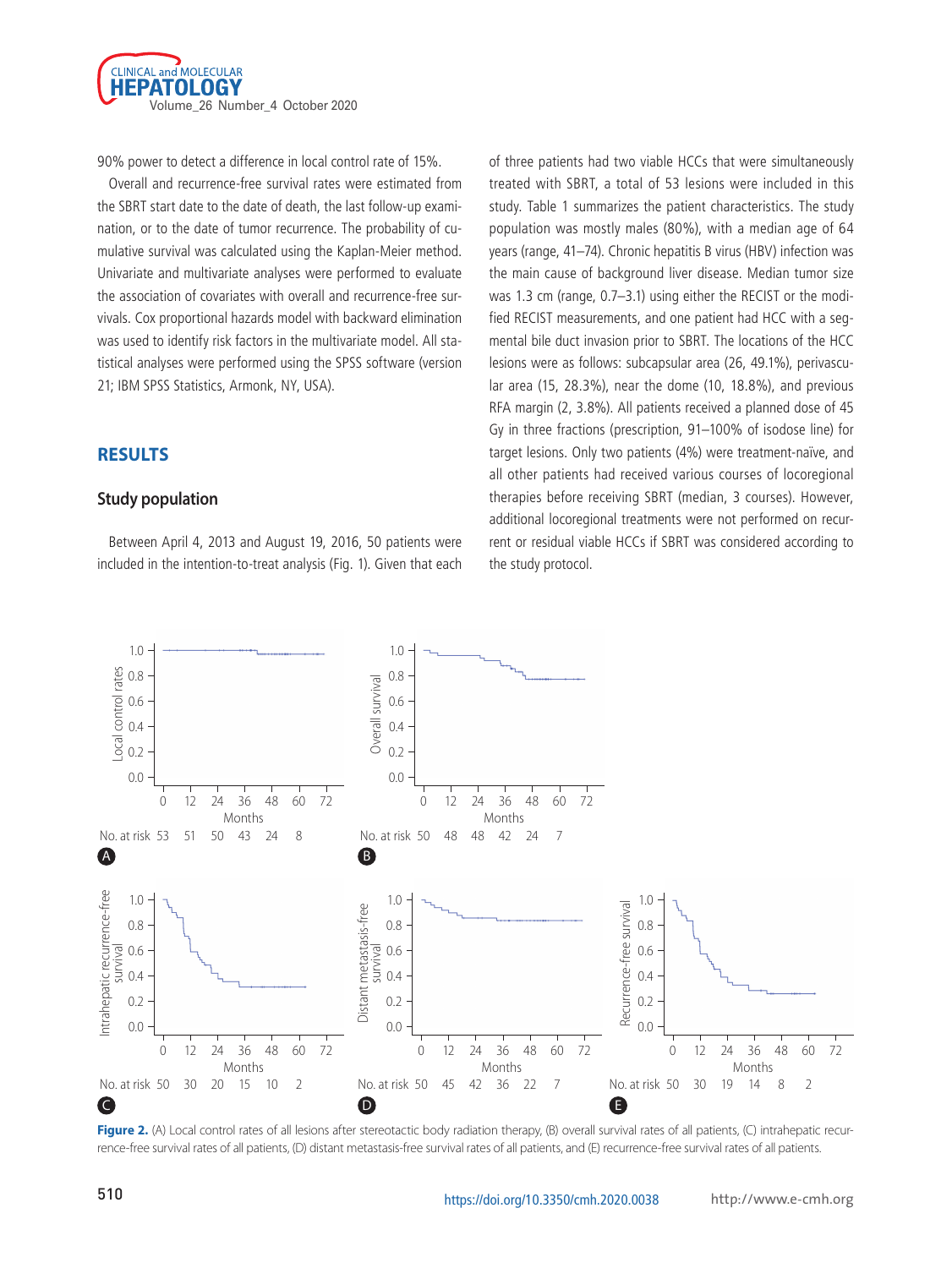90% power to detect a difference in local control rate of 15%.

Overall and recurrence-free survival rates were estimated from the SBRT start date to the date of death, the last follow-up examination, or to the date of tumor recurrence. The probability of cumulative survival was calculated using the Kaplan-Meier method. Univariate and multivariate analyses were performed to evaluate the association of covariates with overall and recurrence-free survivals. Cox proportional hazards model with backward elimination was used to identify risk factors in the multivariate model. All statistical analyses were performed using the SPSS software (version 21; IBM SPSS Statistics, Armonk, NY, USA).

## RESULTS

### Study population

Between April 4, 2013 and August 19, 2016, 50 patients were included in the intention-to-treat analysis (Fig. 1). Given that each of three patients had two viable HCCs that were simultaneously treated with SBRT, a total of 53 lesions were included in this study. Table 1 summarizes the patient characteristics. The study population was mostly males (80%), with a median age of 64 years (range, 41–74). Chronic hepatitis B virus (HBV) infection was the main cause of background liver disease. Median tumor size was 1.3 cm (range, 0.7–3.1) using either the RECIST or the modified RECIST measurements, and one patient had HCC with a segmental bile duct invasion prior to SBRT. The locations of the HCC lesions were as follows: subcapsular area (26, 49.1%), perivascular area (15, 28.3%), near the dome (10, 18.8%), and previous RFA margin (2, 3.8%). All patients received a planned dose of 45 Gy in three fractions (prescription, 91–100% of isodose line) for target lesions. Only two patients (4%) were treatment-naïve, and all other patients had received various courses of locoregional therapies before receiving SBRT (median, 3 courses). However, additional locoregional treatments were not performed on recurrent or residual viable HCCs if SBRT was considered according to the study protocol.

**Figure 2.** (A) Local control rates of all lesions after stereotactic body radiation therapy, (B) overall survival rates of all patients, (C) intrahepatic recurrence-free survival rates of all patients, (D) distant metastasis-free survival rates of all patients, and (E) recurrence-free survival rates of all patients.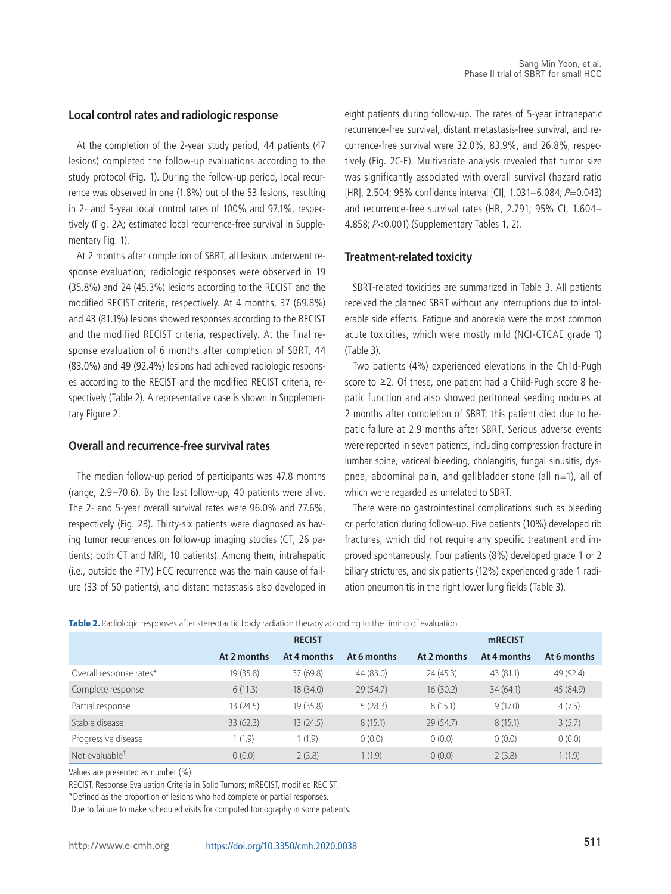## Local control rates and radiologic response

At the completion of the 2-year study period, 44 patients (47 lesions) completed the follow-up evaluations according to the study protocol (Fig. 1). During the follow-up period, local recurrence was observed in one (1.8%) out of the 53 lesions, resulting in 2- and 5-year local control rates of 100% and 97.1%, respectively (Fig. 2A; estimated local recurrence-free survival in Supplementary Fig. 1).

At 2 months after completion of SBRT, all lesions underwent response evaluation; radiologic responses were observed in 19 (35.8%) and 24 (45.3%) lesions according to the RECIST and the modified RECIST criteria, respectively. At 4 months, 37 (69.8%) and 43 (81.1%) lesions showed responses according to the RECIST and the modified RECIST criteria, respectively. At the final response evaluation of 6 months after completion of SBRT, 44 (83.0%) and 49 (92.4%) lesions had achieved radiologic responses according to the RECIST and the modified RECIST criteria, respectively (Table 2). A representative case is shown in Supplementary Figure 2.

## Overall and recurrence-free survival rates

The median follow-up period of participants was 47.8 months (range, 2.9–70.6). By the last follow-up, 40 patients were alive. The 2- and 5-year overall survival rates were 96.0% and 77.6%, respectively (Fig. 2B). Thirty-six patients were diagnosed as having tumor recurrences on follow-up imaging studies (CT, 26 patients; both CT and MRI, 10 patients). Among them, intrahepatic (i.e., outside the PTV) HCC recurrence was the main cause of failure (33 of 50 patients), and distant metastasis also developed in eight patients during follow-up. The rates of 5-year intrahepatic recurrence-free survival, distant metastasis-free survival, and recurrence-free survival were 32.0%, 83.9%, and 26.8%, respectively (Fig. 2C-E). Multivariate analysis revealed that tumor size was significantly associated with overall survival (hazard ratio [HR], 2.504; 95% confidence interval [CI], 1.031–6.084; $P$=0.043) and recurrence-free survival rates (HR, 2.791; 95% CI, 1.604–4.858; $P$<0.001) (Supplementary Tables 1, 2).

## Treatment-related toxicity

SBRT-related toxicities are summarized in Table 3. All patients received the planned SBRT without any interruptions due to intolerable side effects. Fatigue and anorexia were the most common acute toxicities, which were mostly mild (NCI-CTCAE grade 1) (Table 3).

Two patients (4%) experienced elevations in the Child-Pugh score to ≥2. Of these, one patient had a Child-Pugh score 8 hepatic function and also showed peritoneal seeding nodules at 2 months after completion of SBRT; this patient died due to hepatic failure at 2.9 months after SBRT. Serious adverse events were reported in seven patients, including compression fracture in lumbar spine, variceal bleeding, cholangitis, fungal sinusitis, dyspnea, abdominal pain, and gallbladder stone (all n=1), all of which were regarded as unrelated to SBRT.

There were no gastrointestinal complications such as bleeding or perforation during follow-up. Five patients (10%) developed rib fractures, which did not require any specific treatment and improved spontaneously. Four patients (8%) developed grade 1 or 2 biliary strictures, and six patients (12%) experienced grade 1 radiation pneumonitis in the right lower lung fields (Table 3).

**Table 2.** Radiologic responses after stereotactic body radiation therapy according to the timing of evaluation

| | RECIST | | | mRECIST | | |
|---|---|---|---|---|---|---|
| | At 2 months | At 4 months | At 6 months | At 2 months | At 4 months | At 6 months |
| Overall response rates* | 19 (35.8) | 37 (69.8) | 44 (83.0) | 24 (45.3) | 43 (81.1) | 49 (92.4) |
| Complete response | 6 (11.3) | 18 (34.0) | 29 (54.7) | 16 (30.2) | 34 (64.1) | 45 (84.9) |
| Partial response | 13 (24.5) | 19 (35.8) | 15 (28.3) | 8 (15.1) | 9 (17.0) | 4 (7.5) |
| Stable disease | 33 (62.3) | 13 (24.5) | 8 (15.1) | 29 (54.7) | 8 (15.1) | 3 (5.7) |
| Progressive disease | 1 (1.9) | 1 (1.9) | 0 (0.0) | 0 (0.0) | 0 (0.0) | 0 (0.0) |
| Not evaluable† | 0 (0.0) | 2 (3.8) | 1 (1.9) | 0 (0.0) | 2 (3.8) | 1 (1.9) |

Values are presented as number (%).

RECIST, Response Evaluation Criteria in Solid Tumors; mRECIST, modified RECIST.

*Defined as the proportion of lesions who had complete or partial responses.

†Due to failure to make scheduled visits for computed tomography in some patients.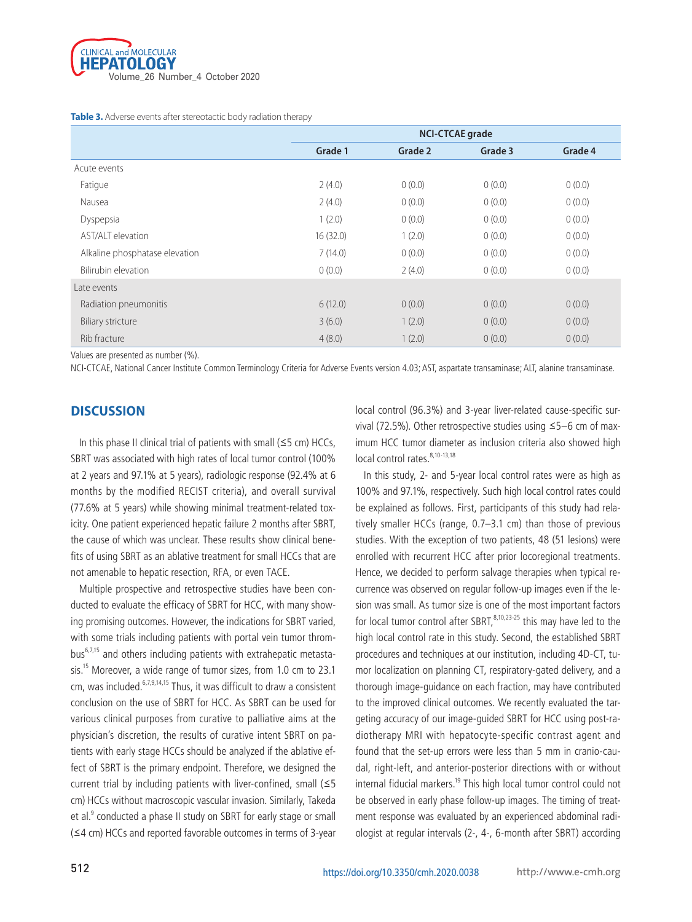**Table 3.** Adverse events after stereotactic body radiation therapy

| | NCI-CTCAE grade | | | |
|---|---|---|---|---|
| | Grade 1 | Grade 2 | Grade 3 | Grade 4 |
| Acute events | | | | |
| Fatigue | 2 (4.0) | 0 (0.0) | 0 (0.0) | 0 (0.0) |
| Nausea | 2 (4.0) | 0 (0.0) | 0 (0.0) | 0 (0.0) |
| Dyspepsia | 1 (2.0) | 0 (0.0) | 0 (0.0) | 0 (0.0) |
| AST/ALT elevation | 16 (32.0) | 1 (2.0) | 0 (0.0) | 0 (0.0) |
| Alkaline phosphatase elevation | 7 (14.0) | 0 (0.0) | 0 (0.0) | 0 (0.0) |
| Bilirubin elevation | 0 (0.0) | 2 (4.0) | 0 (0.0) | 0 (0.0) |
| Late events | | | | |
| Radiation pneumonitis | 6 (12.0) | 0 (0.0) | 0 (0.0) | 0 (0.0) |
| Biliary stricture | 3 (6.0) | 1 (2.0) | 0 (0.0) | 0 (0.0) |
| Rib fracture | 4 (8.0) | 1 (2.0) | 0 (0.0) | 0 (0.0) |

Values are presented as number (%).

NCI-CTCAE, National Cancer Institute Common Terminology Criteria for Adverse Events version 4.03; AST, aspartate transaminase; ALT, alanine transaminase.

## DISCUSSION

In this phase II clinical trial of patients with small (≤5 cm) HCCs, SBRT was associated with high rates of local tumor control (100% at 2 years and 97.1% at 5 years), radiologic response (92.4% at 6 months by the modified RECIST criteria), and overall survival (77.6% at 5 years) while showing minimal treatment-related toxicity. One patient experienced hepatic failure 2 months after SBRT, the cause of which was unclear. These results show clinical benefits of using SBRT as an ablative treatment for small HCCs that are not amenable to hepatic resection, RFA, or even TACE.

Multiple prospective and retrospective studies have been conducted to evaluate the efficacy of SBRT for HCC, with many showing promising outcomes. However, the indications for SBRT varied, with some trials including patients with portal vein tumor thrombus[6,7,15] and others including patients with extrahepatic metastasis.[15] Moreover, a wide range of tumor sizes, from 1.0 cm to 23.1 cm, was included.[6,7,9,14,15] Thus, it was difficult to draw a consistent conclusion on the use of SBRT for HCC. As SBRT can be used for various clinical purposes from curative to palliative aims at the physician's discretion, the results of curative intent SBRT on patients with early stage HCCs should be analyzed if the ablative effect of SBRT is the primary endpoint. Therefore, we designed the current trial by including patients with liver-confined, small (≤5 cm) HCCs without macroscopic vascular invasion. Similarly, Takeda et al.[9] conducted a phase II study on SBRT for early stage or small (≤4 cm) HCCs and reported favorable outcomes in terms of 3-year local control (96.3%) and 3-year liver-related cause-specific survival (72.5%). Other retrospective studies using ≤5–6 cm of maximum HCC tumor diameter as inclusion criteria also showed high local control rates.[8,10-13,18]

In this study, 2- and 5-year local control rates were as high as 100% and 97.1%, respectively. Such high local control rates could be explained as follows. First, participants of this study had relatively smaller HCCs (range, 0.7–3.1 cm) than those of previous studies. With the exception of two patients, 48 (51 lesions) were enrolled with recurrent HCC after prior locoregional treatments. Hence, we decided to perform salvage therapies when typical recurrence was observed on regular follow-up images even if the lesion was small. As tumor size is one of the most important factors for local tumor control after SBRT,[8,10,23-25] this may have led to the high local control rate in this study. Second, the established SBRT procedures and techniques at our institution, including 4D-CT, tumor localization on planning CT, respiratory-gated delivery, and a thorough image-guidance on each fraction, may have contributed to the improved clinical outcomes. We recently evaluated the targeting accuracy of our image-guided SBRT for HCC using post-radiotherapy MRI with hepatocyte-specific contrast agent and found that the set-up errors were less than 5 mm in cranio-caudal, right-left, and anterior-posterior directions with or without internal fiducial markers.[19] This high local tumor control could not be observed in early phase follow-up images. The timing of treatment response was evaluated by an experienced abdominal radiologist at regular intervals (2-, 4-, 6-month after SBRT) according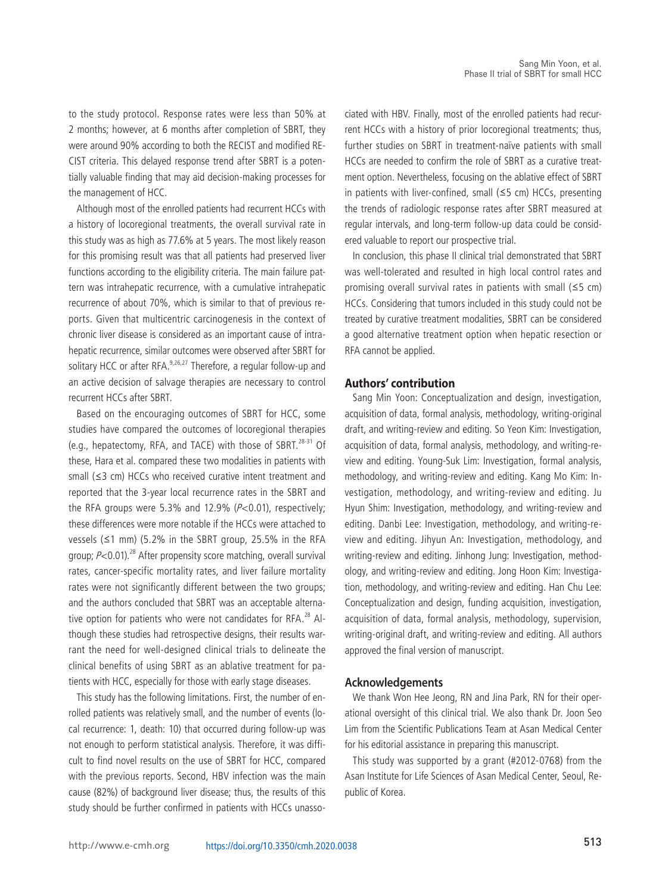to the study protocol. Response rates were less than 50% at 2 months; however, at 6 months after completion of SBRT, they were around 90% according to both the RECIST and modified RECIST criteria. This delayed response trend after SBRT is a potentially valuable finding that may aid decision-making processes for the management of HCC.

Although most of the enrolled patients had recurrent HCCs with a history of locoregional treatments, the overall survival rate in this study was as high as 77.6% at 5 years. The most likely reason for this promising result was that all patients had preserved liver functions according to the eligibility criteria. The main failure pattern was intrahepatic recurrence, with a cumulative intrahepatic recurrence of about 70%, which is similar to that of previous reports. Given that multicentric carcinogenesis in the context of chronic liver disease is considered as an important cause of intrahepatic recurrence, similar outcomes were observed after SBRT for solitary HCC or after RFA.[9,26,27] Therefore, a regular follow-up and an active decision of salvage therapies are necessary to control recurrent HCCs after SBRT.

Based on the encouraging outcomes of SBRT for HCC, some studies have compared the outcomes of locoregional therapies (e.g., hepatectomy, RFA, and TACE) with those of SBRT.[28-31] Of these, Hara et al. compared these two modalities in patients with small (≤3 cm) HCCs who received curative intent treatment and reported that the 3-year local recurrence rates in the SBRT and the RFA groups were 5.3% and 12.9% ($P<0.01$), respectively; these differences were more notable if the HCCs were attached to vessels (≤1 mm) (5.2% in the SBRT group, 25.5% in the RFA group; $P<0.01$).[28] After propensity score matching, overall survival rates, cancer-specific mortality rates, and liver failure mortality rates were not significantly different between the two groups; and the authors concluded that SBRT was an acceptable alternative option for patients who were not candidates for RFA.[28] Although these studies had retrospective designs, their results warrant the need for well-designed clinical trials to delineate the clinical benefits of using SBRT as an ablative treatment for patients with HCC, especially for those with early stage diseases.

This study has the following limitations. First, the number of enrolled patients was relatively small, and the number of events (local recurrence: 1, death: 10) that occurred during follow-up was not enough to perform statistical analysis. Therefore, it was difficult to find novel results on the use of SBRT for HCC, compared with the previous reports. Second, HBV infection was the main cause (82%) of background liver disease; thus, the results of this study should be further confirmed in patients with HCCs unassociated with HBV. Finally, most of the enrolled patients had recurrent HCCs with a history of prior locoregional treatments; thus, further studies on SBRT in treatment-naïve patients with small HCCs are needed to confirm the role of SBRT as a curative treatment option. Nevertheless, focusing on the ablative effect of SBRT in patients with liver-confined, small (≤5 cm) HCCs, presenting the trends of radiologic response rates after SBRT measured at regular intervals, and long-term follow-up data could be considered valuable to report our prospective trial.

In conclusion, this phase II clinical trial demonstrated that SBRT was well-tolerated and resulted in high local control rates and promising overall survival rates in patients with small (≤5 cm) HCCs. Considering that tumors included in this study could not be treated by curative treatment modalities, SBRT can be considered a good alternative treatment option when hepatic resection or RFA cannot be applied.

## Authors' contribution

Sang Min Yoon: Conceptualization and design, investigation, acquisition of data, formal analysis, methodology, writing-original draft, and writing-review and editing. So Yeon Kim: Investigation, acquisition of data, formal analysis, methodology, and writing-review and editing. Young-Suk Lim: Investigation, formal analysis, methodology, and writing-review and editing. Kang Mo Kim: Investigation, methodology, and writing-review and editing. Ju Hyun Shim: Investigation, methodology, and writing-review and editing. Danbi Lee: Investigation, methodology, and writing-review and editing. Jihyun An: Investigation, methodology, and writing-review and editing. Jinhong Jung: Investigation, methodology, and writing-review and editing. Jong Hoon Kim: Investigation, methodology, and writing-review and editing. Han Chu Lee: Conceptualization and design, funding acquisition, investigation, acquisition of data, formal analysis, methodology, supervision, writing-original draft, and writing-review and editing. All authors approved the final version of manuscript.

## Acknowledgements

We thank Won Hee Jeong, RN and Jina Park, RN for their operational oversight of this clinical trial. We also thank Dr. Joon Seo Lim from the Scientific Publications Team at Asan Medical Center for his editorial assistance in preparing this manuscript.

This study was supported by a grant (#2012-0768) from the Asan Institute for Life Sciences of Asan Medical Center, Seoul, Republic of Korea.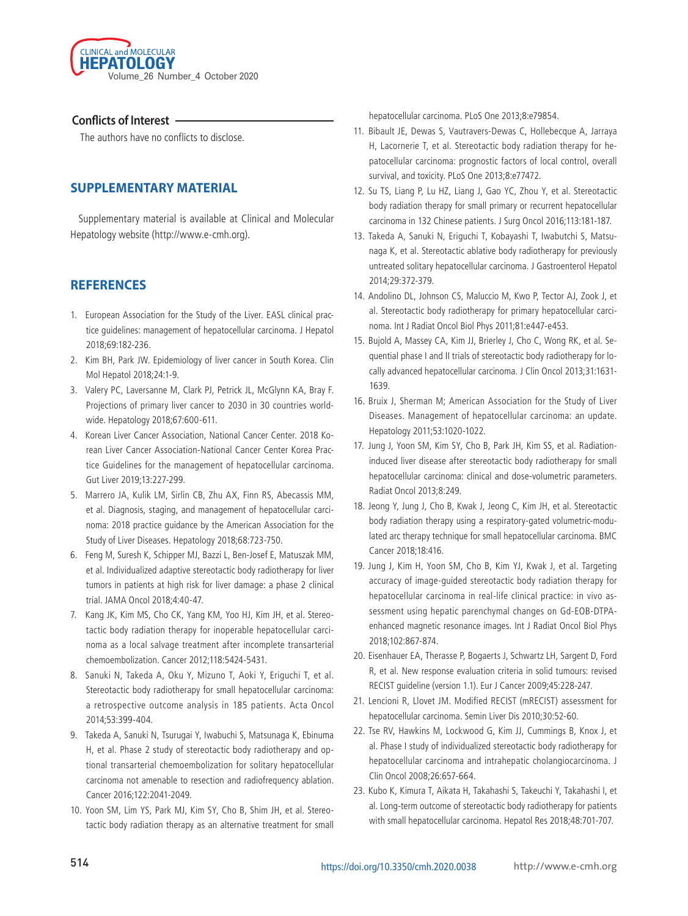## Conflicts of Interest

The authors have no conflicts to disclose.

## SUPPLEMENTARY MATERIAL

Supplementary material is available at Clinical and Molecular Hepatology website (http://www.e-cmh.org).

## REFERENCES

1. European Association for the Study of the Liver. EASL clinical practice guidelines: management of hepatocellular carcinoma. J Hepatol 2018;69:182-236.
2. Kim BH, Park JW. Epidemiology of liver cancer in South Korea. Clin Mol Hepatol 2018;24:1-9.
3. Valery PC, Laversanne M, Clark PJ, Petrick JL, McGlynn KA, Bray F. Projections of primary liver cancer to 2030 in 30 countries worldwide. Hepatology 2018;67:600-611.
4. Korean Liver Cancer Association, National Cancer Center. 2018 Korean Liver Cancer Association-National Cancer Center Korea Practice Guidelines for the management of hepatocellular carcinoma. Gut Liver 2019;13:227-299.
5. Marrero JA, Kulik LM, Sirlin CB, Zhu AX, Finn RS, Abecassis MM, et al. Diagnosis, staging, and management of hepatocellular carcinoma: 2018 practice guidance by the American Association for the Study of Liver Diseases. Hepatology 2018;68:723-750.
6. Feng M, Suresh K, Schipper MJ, Bazzi L, Ben-Josef E, Matuszak MM, et al. Individualized adaptive stereotactic body radiotherapy for liver tumors in patients at high risk for liver damage: a phase 2 clinical trial. JAMA Oncol 2018;4:40-47.
7. Kang JK, Kim MS, Cho CK, Yang KM, Yoo HJ, Kim JH, et al. Stereotactic body radiation therapy for inoperable hepatocellular carcinoma as a local salvage treatment after incomplete transarterial chemoembolization. Cancer 2012;118:5424-5431.
8. Sanuki N, Takeda A, Oku Y, Mizuno T, Aoki Y, Eriguchi T, et al. Stereotactic body radiotherapy for small hepatocellular carcinoma: a retrospective outcome analysis in 185 patients. Acta Oncol 2014;53:399-404.
9. Takeda A, Sanuki N, Tsurugai Y, Iwabuchi S, Matsunaga K, Ebinuma H, et al. Phase 2 study of stereotactic body radiotherapy and optional transarterial chemoembolization for solitary hepatocellular carcinoma not amenable to resection and radiofrequency ablation. Cancer 2016;122:2041-2049.
10. Yoon SM, Lim YS, Park MJ, Kim SY, Cho B, Shim JH, et al. Stereotactic body radiation therapy as an alternative treatment for small hepatocellular carcinoma. PLoS One 2013;8:e79854.
11. Bibault JE, Dewas S, Vautravers-Dewas C, Hollebecque A, Jarraya H, Lacornerie T, et al. Stereotactic body radiation therapy for hepatocellular carcinoma: prognostic factors of local control, overall survival, and toxicity. PLoS One 2013;8:e77472.
12. Su TS, Liang P, Lu HZ, Liang J, Gao YC, Zhou Y, et al. Stereotactic body radiation therapy for small primary or recurrent hepatocellular carcinoma in 132 Chinese patients. J Surg Oncol 2016;113:181-187.
13. Takeda A, Sanuki N, Eriguchi T, Kobayashi T, Iwabutchi S, Matsunaga K, et al. Stereotactic ablative body radiotherapy for previously untreated solitary hepatocellular carcinoma. J Gastroenterol Hepatol 2014;29:372-379.
14. Andolino DL, Johnson CS, Maluccio M, Kwo P, Tector AJ, Zook J, et al. Stereotactic body radiotherapy for primary hepatocellular carcinoma. Int J Radiat Oncol Biol Phys 2011;81:e447-e453.
15. Bujold A, Massey CA, Kim JJ, Brierley J, Cho C, Wong RK, et al. Sequential phase I and II trials of stereotactic body radiotherapy for locally advanced hepatocellular carcinoma. J Clin Oncol 2013;31:1631-1639.
16. Bruix J, Sherman M; American Association for the Study of Liver Diseases. Management of hepatocellular carcinoma: an update. Hepatology 2011;53:1020-1022.
17. Jung J, Yoon SM, Kim SY, Cho B, Park JH, Kim SS, et al. Radiation-induced liver disease after stereotactic body radiotherapy for small hepatocellular carcinoma: clinical and dose-volumetric parameters. Radiat Oncol 2013;8:249.
18. Jeong Y, Jung J, Cho B, Kwak J, Jeong C, Kim JH, et al. Stereotactic body radiation therapy using a respiratory-gated volumetric-modulated arc therapy technique for small hepatocellular carcinoma. BMC Cancer 2018;18:416.
19. Jung J, Kim H, Yoon SM, Cho B, Kim YJ, Kwak J, et al. Targeting accuracy of image-guided stereotactic body radiation therapy for hepatocellular carcinoma in real-life clinical practice: in vivo assessment using hepatic parenchymal changes on Gd-EOB-DTPA-enhanced magnetic resonance images. Int J Radiat Oncol Biol Phys 2018;102:867-874.
20. Eisenhauer EA, Therasse P, Bogaerts J, Schwartz LH, Sargent D, Ford R, et al. New response evaluation criteria in solid tumours: revised RECIST guideline (version 1.1). Eur J Cancer 2009;45:228-247.
21. Lencioni R, Llovet JM. Modified RECIST (mRECIST) assessment for hepatocellular carcinoma. Semin Liver Dis 2010;30:52-60.
22. Tse RV, Hawkins M, Lockwood G, Kim JJ, Cummings B, Knox J, et al. Phase I study of individualized stereotactic body radiotherapy for hepatocellular carcinoma and intrahepatic cholangiocarcinoma. J Clin Oncol 2008;26:657-664.
23. Kubo K, Kimura T, Aikata H, Takahashi S, Takeuchi Y, Takahashi I, et al. Long-term outcome of stereotactic body radiotherapy for patients with small hepatocellular carcinoma. Hepatol Res 2018;48:701-707.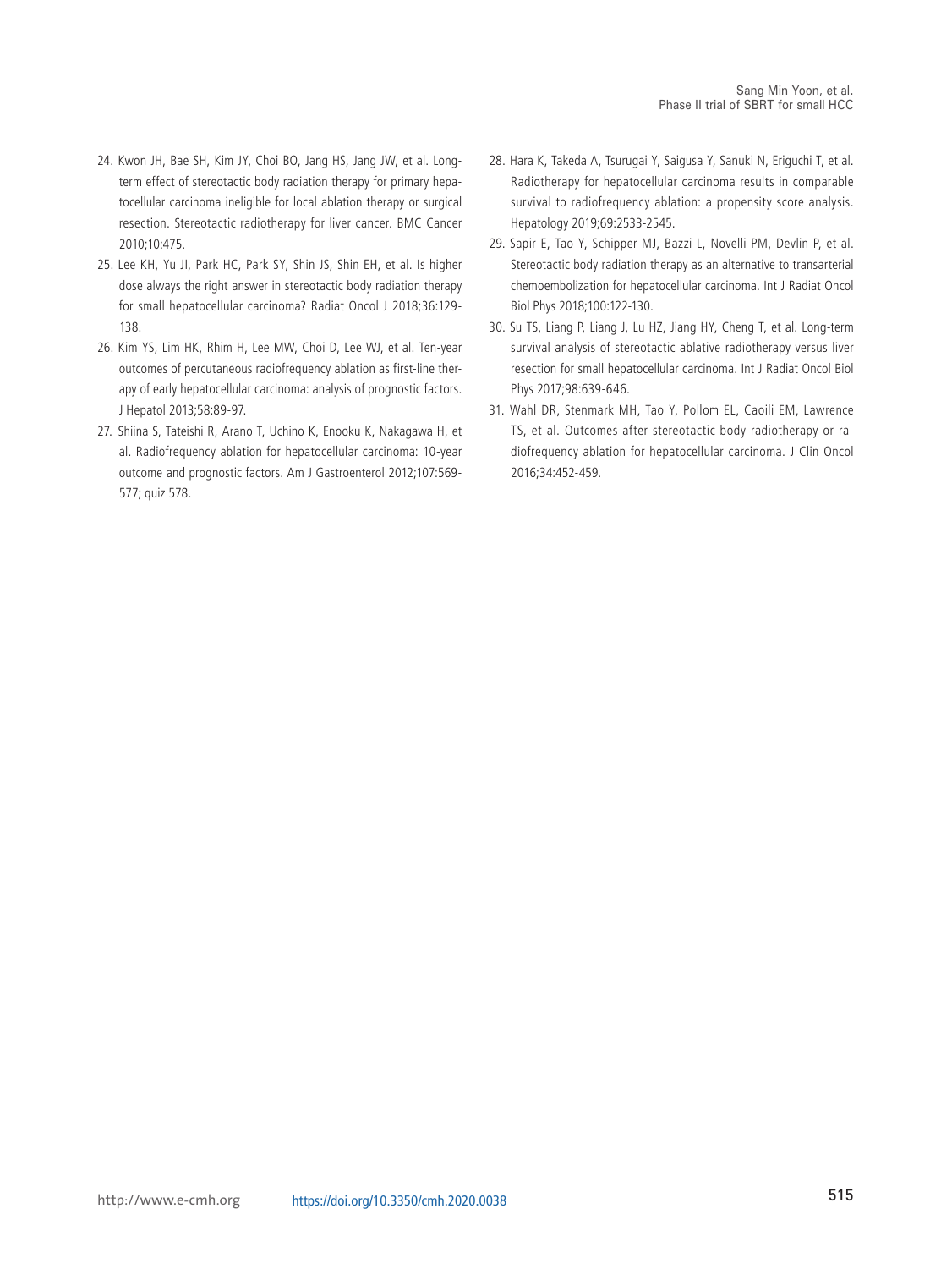24. Kwon JH, Bae SH, Kim JY, Choi BO, Jang HS, Jang JW, et al. Long-term effect of stereotactic body radiation therapy for primary hepatocellular carcinoma ineligible for local ablation therapy or surgical resection. Stereotactic radiotherapy for liver cancer. BMC Cancer 2010;10:475.
25. Lee KH, Yu JI, Park HC, Park SY, Shin JS, Shin EH, et al. Is higher dose always the right answer in stereotactic body radiation therapy for small hepatocellular carcinoma? Radiat Oncol J 2018;36:129-138.
26. Kim YS, Lim HK, Rhim H, Lee MW, Choi D, Lee WJ, et al. Ten-year outcomes of percutaneous radiofrequency ablation as first-line therapy of early hepatocellular carcinoma: analysis of prognostic factors. J Hepatol 2013;58:89-97.
27. Shiina S, Tateishi R, Arano T, Uchino K, Enooku K, Nakagawa H, et al. Radiofrequency ablation for hepatocellular carcinoma: 10-year outcome and prognostic factors. Am J Gastroenterol 2012;107:569-577; quiz 578.
28. Hara K, Takeda A, Tsurugai Y, Saigusa Y, Sanuki N, Eriguchi T, et al. Radiotherapy for hepatocellular carcinoma results in comparable survival to radiofrequency ablation: a propensity score analysis. Hepatology 2019;69:2533-2545.
29. Sapir E, Tao Y, Schipper MJ, Bazzi L, Novelli PM, Devlin P, et al. Stereotactic body radiation therapy as an alternative to transarterial chemoembolization for hepatocellular carcinoma. Int J Radiat Oncol Biol Phys 2018;100:122-130.
30. Su TS, Liang P, Liang J, Lu HZ, Jiang HY, Cheng T, et al. Long-term survival analysis of stereotactic ablative radiotherapy versus liver resection for small hepatocellular carcinoma. Int J Radiat Oncol Biol Phys 2017;98:639-646.
31. Wahl DR, Stenmark MH, Tao Y, Pollom EL, Caoili EM, Lawrence TS, et al. Outcomes after stereotactic body radiotherapy or radiofrequency ablation for hepatocellular carcinoma. J Clin Oncol 2016;34:452-459.